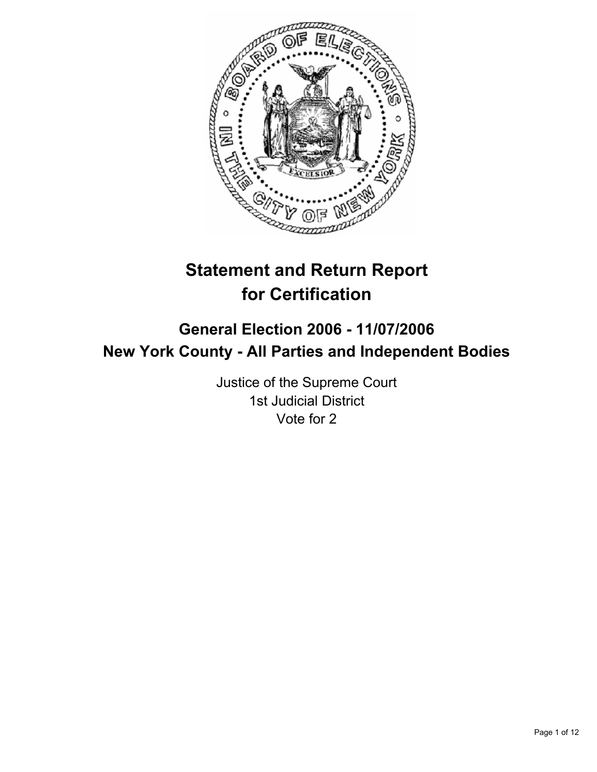# Statement and Return Report for Certification

## General Election 2006 - 11/07/2006
## New York County - All Parties and Independent Bodies

Justice of the Supreme Court
1st Judicial District
Vote for 2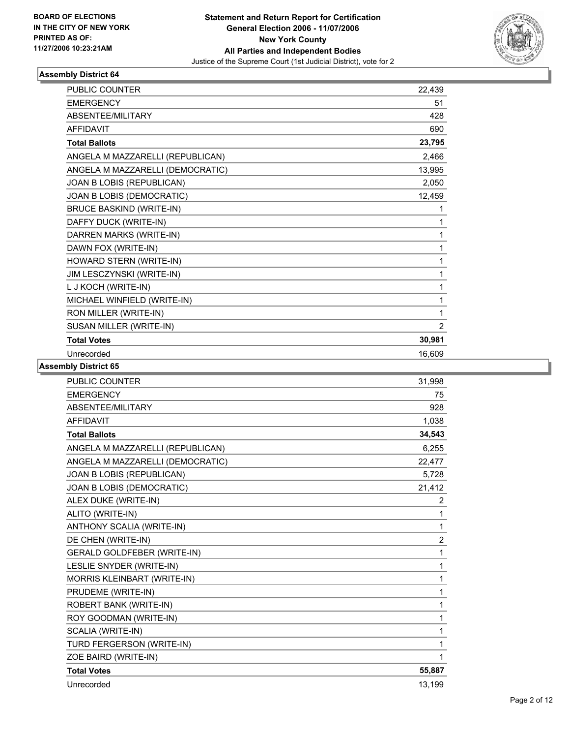**BOARD OF ELECTIONS IN THE CITY OF NEW YORK PRINTED AS OF: 11/27/2006 10:23:21AM**

**Statement and Return Report for Certification General Election 2006 - 11/07/2006 New York County All Parties and Independent Bodies**
Justice of the Supreme Court (1st Judicial District), vote for 2

### Assembly District 64

| | |
|---|---|
| PUBLIC COUNTER | 22,439 |
| EMERGENCY | 51 |
| ABSENTEE/MILITARY | 428 |
| AFFIDAVIT | 690 |
| **Total Ballots** | **23,795** |
| ANGELA M MAZZARELLI (REPUBLICAN) | 2,466 |
| ANGELA M MAZZARELLI (DEMOCRATIC) | 13,995 |
| JOAN B LOBIS (REPUBLICAN) | 2,050 |
| JOAN B LOBIS (DEMOCRATIC) | 12,459 |
| BRUCE BASKIND (WRITE-IN) | 1 |
| DAFFY DUCK (WRITE-IN) | 1 |
| DARREN MARKS (WRITE-IN) | 1 |
| DAWN FOX (WRITE-IN) | 1 |
| HOWARD STERN (WRITE-IN) | 1 |
| JIM LESCZYNSKI (WRITE-IN) | 1 |
| L J KOCH (WRITE-IN) | 1 |
| MICHAEL WINFIELD (WRITE-IN) | 1 |
| RON MILLER (WRITE-IN) | 1 |
| SUSAN MILLER (WRITE-IN) | 2 |
| **Total Votes** | **30,981** |
| Unrecorded | 16,609 |

### Assembly District 65

| | |
|---|---|
| PUBLIC COUNTER | 31,998 |
| EMERGENCY | 75 |
| ABSENTEE/MILITARY | 928 |
| AFFIDAVIT | 1,038 |
| **Total Ballots** | **34,543** |
| ANGELA M MAZZARELLI (REPUBLICAN) | 6,255 |
| ANGELA M MAZZARELLI (DEMOCRATIC) | 22,477 |
| JOAN B LOBIS (REPUBLICAN) | 5,728 |
| JOAN B LOBIS (DEMOCRATIC) | 21,412 |
| ALEX DUKE (WRITE-IN) | 2 |
| ALITO (WRITE-IN) | 1 |
| ANTHONY SCALIA (WRITE-IN) | 1 |
| DE CHEN (WRITE-IN) | 2 |
| GERALD GOLDFEBER (WRITE-IN) | 1 |
| LESLIE SNYDER (WRITE-IN) | 1 |
| MORRIS KLEINBART (WRITE-IN) | 1 |
| PRUDEME (WRITE-IN) | 1 |
| ROBERT BANK (WRITE-IN) | 1 |
| ROY GOODMAN (WRITE-IN) | 1 |
| SCALIA (WRITE-IN) | 1 |
| TURD FERGERSON (WRITE-IN) | 1 |
| ZOE BAIRD (WRITE-IN) | 1 |
| **Total Votes** | **55,887** |
| Unrecorded | 13,199 |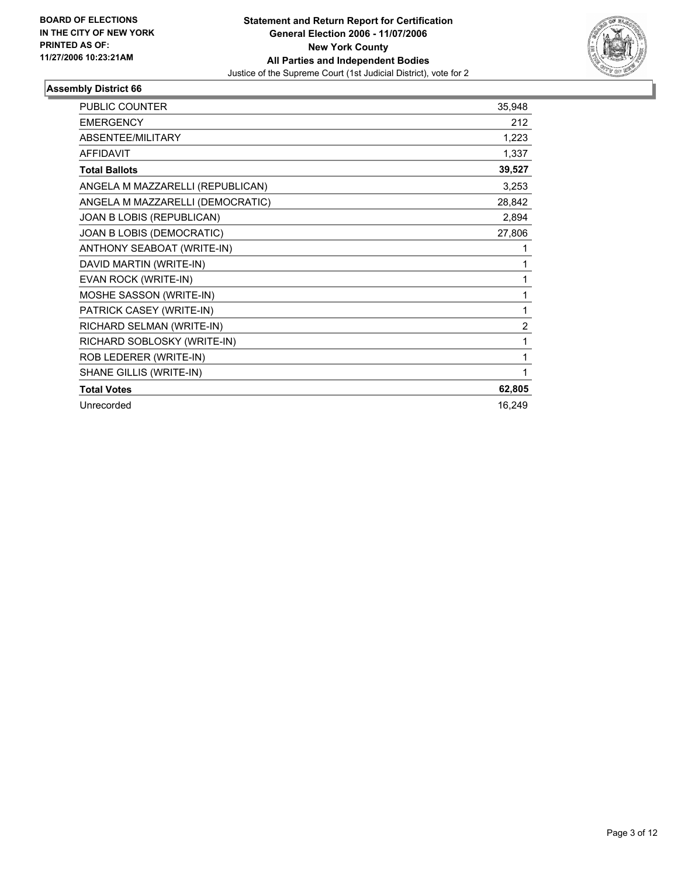**BOARD OF ELECTIONS IN THE CITY OF NEW YORK PRINTED AS OF: 11/27/2006 10:23:21AM**

# Statement and Return Report for Certification
## General Election 2006 - 11/07/2006
## New York County
## All Parties and Independent Bodies

Justice of the Supreme Court (1st Judicial District), vote for 2

### Assembly District 66

| | |
|---|---|
| PUBLIC COUNTER | 35,948 |
| EMERGENCY | 212 |
| ABSENTEE/MILITARY | 1,223 |
| AFFIDAVIT | 1,337 |
| **Total Ballots** | **39,527** |
| ANGELA M MAZZARELLI (REPUBLICAN) | 3,253 |
| ANGELA M MAZZARELLI (DEMOCRATIC) | 28,842 |
| JOAN B LOBIS (REPUBLICAN) | 2,894 |
| JOAN B LOBIS (DEMOCRATIC) | 27,806 |
| ANTHONY SEABOAT (WRITE-IN) | 1 |
| DAVID MARTIN (WRITE-IN) | 1 |
| EVAN ROCK (WRITE-IN) | 1 |
| MOSHE SASSON (WRITE-IN) | 1 |
| PATRICK CASEY (WRITE-IN) | 1 |
| RICHARD SELMAN (WRITE-IN) | 2 |
| RICHARD SOBLOSKY (WRITE-IN) | 1 |
| ROB LEDERER (WRITE-IN) | 1 |
| SHANE GILLIS (WRITE-IN) | 1 |
| **Total Votes** | **62,805** |
| Unrecorded | 16,249 |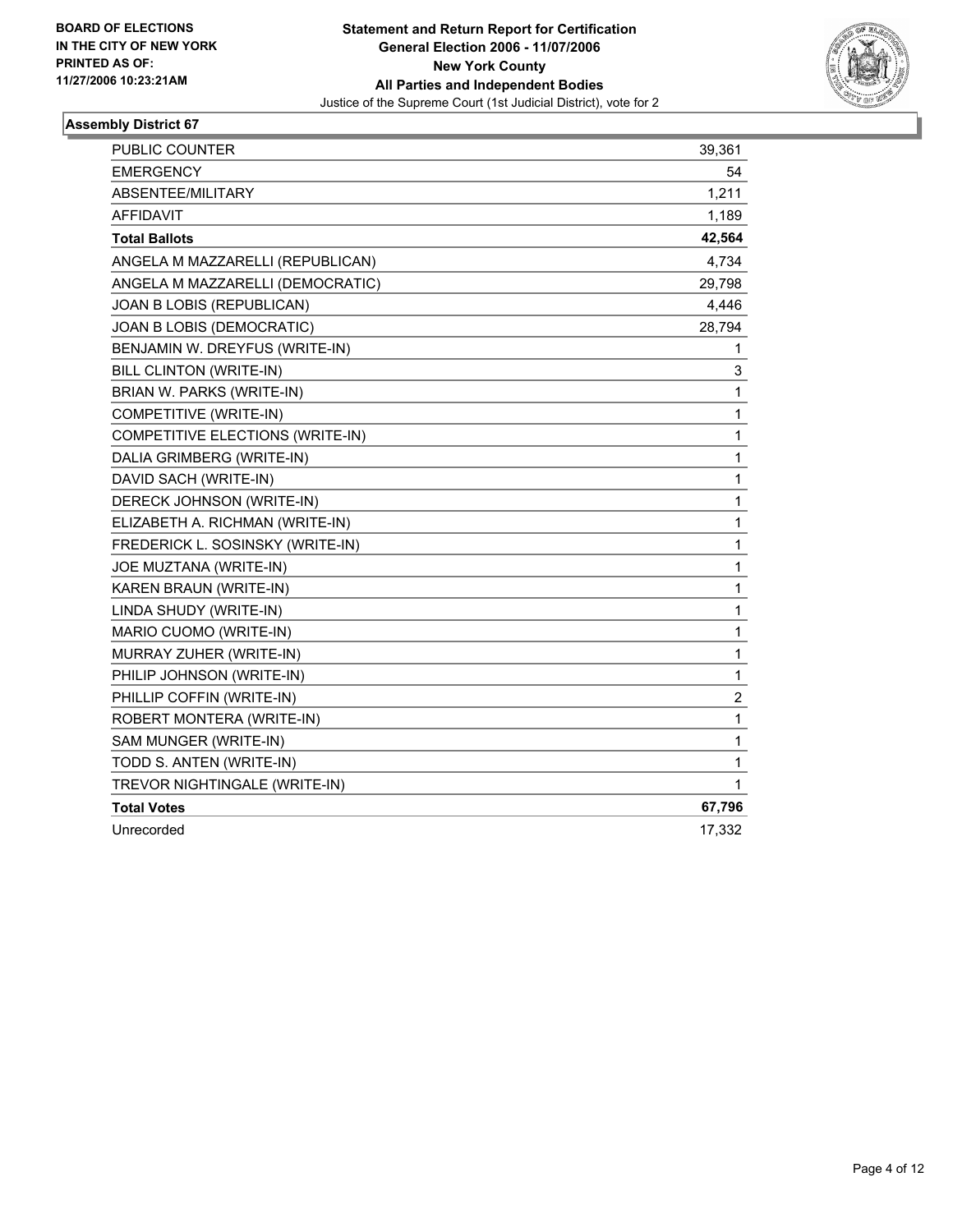**BOARD OF ELECTIONS IN THE CITY OF NEW YORK PRINTED AS OF: 11/27/2006 10:23:21AM**

**Statement and Return Report for Certification**
**General Election 2006 - 11/07/2006**
**New York County**
**All Parties and Independent Bodies**
Justice of the Supreme Court (1st Judicial District), vote for 2

## Assembly District 67

| | |
|---|---|
| PUBLIC COUNTER | 39,361 |
| EMERGENCY | 54 |
| ABSENTEE/MILITARY | 1,211 |
| AFFIDAVIT | 1,189 |
| **Total Ballots** | **42,564** |
| ANGELA M MAZZARELLI (REPUBLICAN) | 4,734 |
| ANGELA M MAZZARELLI (DEMOCRATIC) | 29,798 |
| JOAN B LOBIS (REPUBLICAN) | 4,446 |
| JOAN B LOBIS (DEMOCRATIC) | 28,794 |
| BENJAMIN W. DREYFUS (WRITE-IN) | 1 |
| BILL CLINTON (WRITE-IN) | 3 |
| BRIAN W. PARKS (WRITE-IN) | 1 |
| COMPETITIVE (WRITE-IN) | 1 |
| COMPETITIVE ELECTIONS (WRITE-IN) | 1 |
| DALIA GRIMBERG (WRITE-IN) | 1 |
| DAVID SACH (WRITE-IN) | 1 |
| DERECK JOHNSON (WRITE-IN) | 1 |
| ELIZABETH A. RICHMAN (WRITE-IN) | 1 |
| FREDERICK L. SOSINSKY (WRITE-IN) | 1 |
| JOE MUZTANA (WRITE-IN) | 1 |
| KAREN BRAUN (WRITE-IN) | 1 |
| LINDA SHUDY (WRITE-IN) | 1 |
| MARIO CUOMO (WRITE-IN) | 1 |
| MURRAY ZUHER (WRITE-IN) | 1 |
| PHILIP JOHNSON (WRITE-IN) | 1 |
| PHILLIP COFFIN (WRITE-IN) | 2 |
| ROBERT MONTERA (WRITE-IN) | 1 |
| SAM MUNGER (WRITE-IN) | 1 |
| TODD S. ANTEN (WRITE-IN) | 1 |
| TREVOR NIGHTINGALE (WRITE-IN) | 1 |
| **Total Votes** | **67,796** |
| Unrecorded | 17,332 |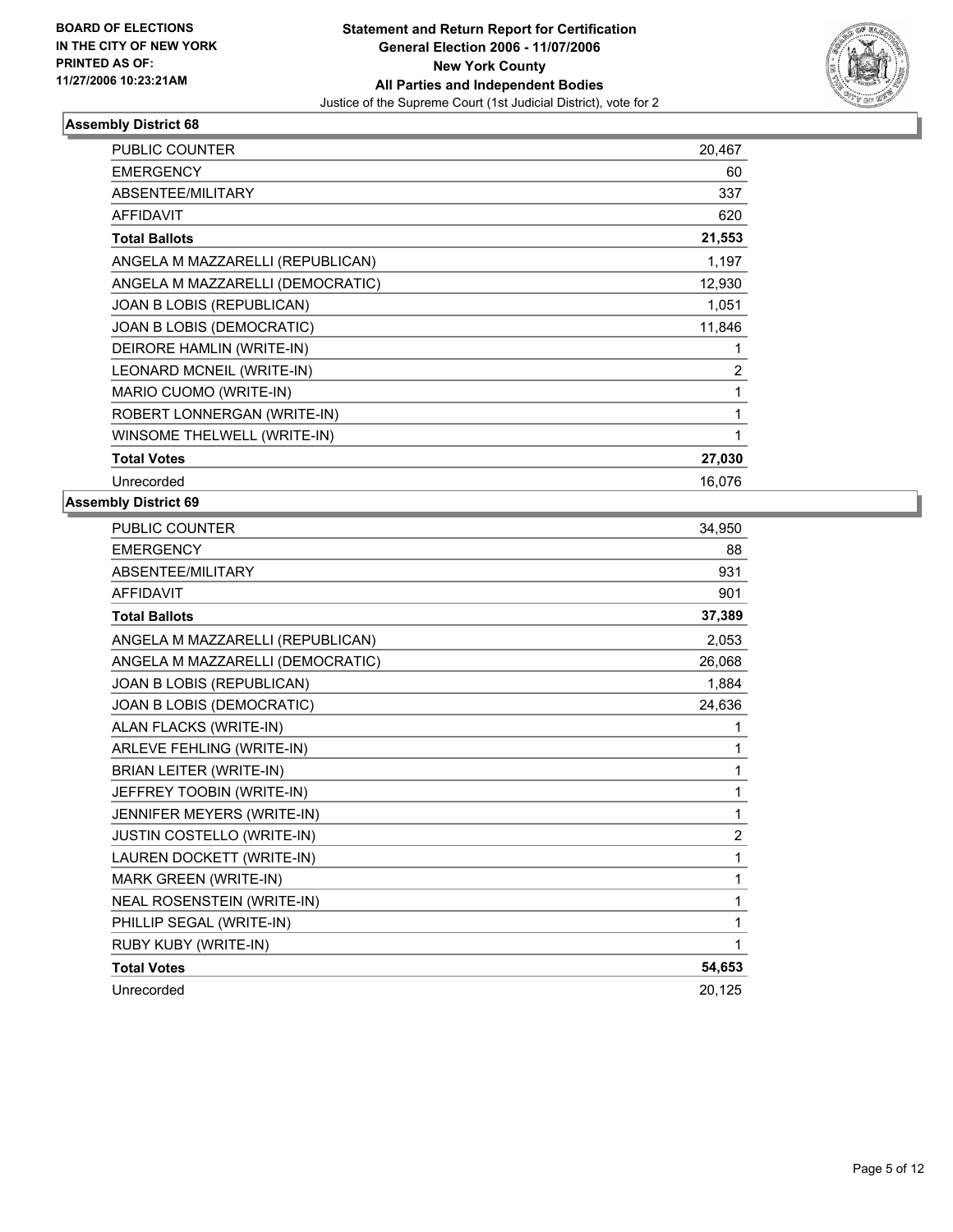**BOARD OF ELECTIONS IN THE CITY OF NEW YORK PRINTED AS OF: 11/27/2006 10:23:21AM**

# Statement and Return Report for Certification
## General Election 2006 - 11/07/2006
## New York County
## All Parties and Independent Bodies
Justice of the Supreme Court (1st Judicial District), vote for 2

### Assembly District 68

| | |
|---|---|
| PUBLIC COUNTER | 20,467 |
| EMERGENCY | 60 |
| ABSENTEE/MILITARY | 337 |
| AFFIDAVIT | 620 |
| **Total Ballots** | **21,553** |
| ANGELA M MAZZARELLI (REPUBLICAN) | 1,197 |
| ANGELA M MAZZARELLI (DEMOCRATIC) | 12,930 |
| JOAN B LOBIS (REPUBLICAN) | 1,051 |
| JOAN B LOBIS (DEMOCRATIC) | 11,846 |
| DEIRORE HAMLIN (WRITE-IN) | 1 |
| LEONARD MCNEIL (WRITE-IN) | 2 |
| MARIO CUOMO (WRITE-IN) | 1 |
| ROBERT LONNERGAN (WRITE-IN) | 1 |
| WINSOME THELWELL (WRITE-IN) | 1 |
| **Total Votes** | **27,030** |
| Unrecorded | 16,076 |

### Assembly District 69

| | |
|---|---|
| PUBLIC COUNTER | 34,950 |
| EMERGENCY | 88 |
| ABSENTEE/MILITARY | 931 |
| AFFIDAVIT | 901 |
| **Total Ballots** | **37,389** |
| ANGELA M MAZZARELLI (REPUBLICAN) | 2,053 |
| ANGELA M MAZZARELLI (DEMOCRATIC) | 26,068 |
| JOAN B LOBIS (REPUBLICAN) | 1,884 |
| JOAN B LOBIS (DEMOCRATIC) | 24,636 |
| ALAN FLACKS (WRITE-IN) | 1 |
| ARLEVE FEHLING (WRITE-IN) | 1 |
| BRIAN LEITER (WRITE-IN) | 1 |
| JEFFREY TOOBIN (WRITE-IN) | 1 |
| JENNIFER MEYERS (WRITE-IN) | 1 |
| JUSTIN COSTELLO (WRITE-IN) | 2 |
| LAUREN DOCKETT (WRITE-IN) | 1 |
| MARK GREEN (WRITE-IN) | 1 |
| NEAL ROSENSTEIN (WRITE-IN) | 1 |
| PHILLIP SEGAL (WRITE-IN) | 1 |
| RUBY KUBY (WRITE-IN) | 1 |
| **Total Votes** | **54,653** |
| Unrecorded | 20,125 |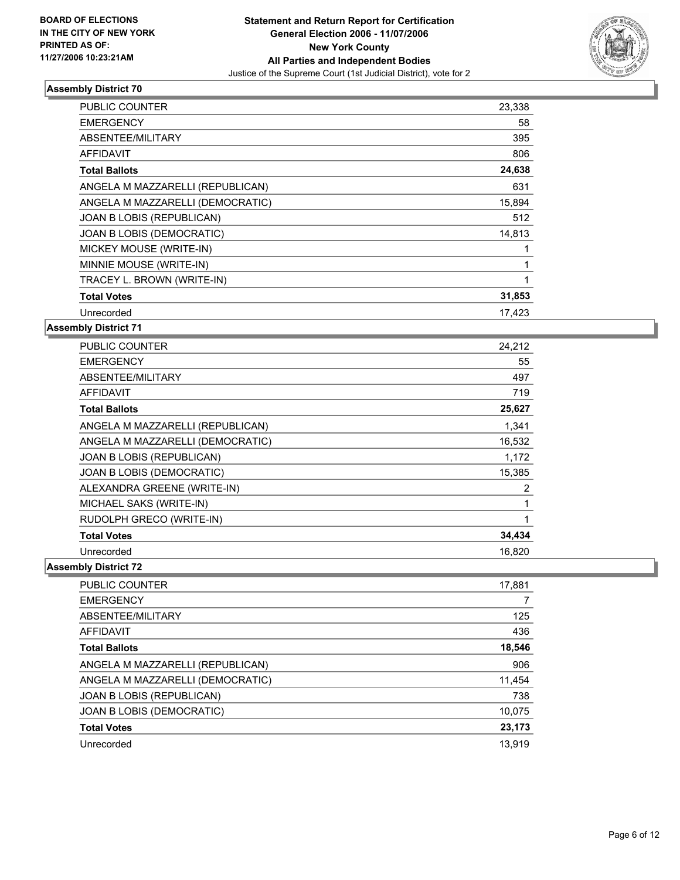**BOARD OF ELECTIONS IN THE CITY OF NEW YORK PRINTED AS OF: 11/27/2006 10:23:21AM**

# Statement and Return Report for Certification
## General Election 2006 - 11/07/2006
## New York County
## All Parties and Independent Bodies
Justice of the Supreme Court (1st Judicial District), vote for 2

### Assembly District 70

| | |
|---|---|
| PUBLIC COUNTER | 23,338 |
| EMERGENCY | 58 |
| ABSENTEE/MILITARY | 395 |
| AFFIDAVIT | 806 |
| **Total Ballots** | **24,638** |
| ANGELA M MAZZARELLI (REPUBLICAN) | 631 |
| ANGELA M MAZZARELLI (DEMOCRATIC) | 15,894 |
| JOAN B LOBIS (REPUBLICAN) | 512 |
| JOAN B LOBIS (DEMOCRATIC) | 14,813 |
| MICKEY MOUSE (WRITE-IN) | 1 |
| MINNIE MOUSE (WRITE-IN) | 1 |
| TRACEY L. BROWN (WRITE-IN) | 1 |
| **Total Votes** | **31,853** |
| Unrecorded | 17,423 |

### Assembly District 71

| | |
|---|---|
| PUBLIC COUNTER | 24,212 |
| EMERGENCY | 55 |
| ABSENTEE/MILITARY | 497 |
| AFFIDAVIT | 719 |
| **Total Ballots** | **25,627** |
| ANGELA M MAZZARELLI (REPUBLICAN) | 1,341 |
| ANGELA M MAZZARELLI (DEMOCRATIC) | 16,532 |
| JOAN B LOBIS (REPUBLICAN) | 1,172 |
| JOAN B LOBIS (DEMOCRATIC) | 15,385 |
| ALEXANDRA GREENE (WRITE-IN) | 2 |
| MICHAEL SAKS (WRITE-IN) | 1 |
| RUDOLPH GRECO (WRITE-IN) | 1 |
| **Total Votes** | **34,434** |
| Unrecorded | 16,820 |

### Assembly District 72

| | |
|---|---|
| PUBLIC COUNTER | 17,881 |
| EMERGENCY | 7 |
| ABSENTEE/MILITARY | 125 |
| AFFIDAVIT | 436 |
| **Total Ballots** | **18,546** |
| ANGELA M MAZZARELLI (REPUBLICAN) | 906 |
| ANGELA M MAZZARELLI (DEMOCRATIC) | 11,454 |
| JOAN B LOBIS (REPUBLICAN) | 738 |
| JOAN B LOBIS (DEMOCRATIC) | 10,075 |
| **Total Votes** | **23,173** |
| Unrecorded | 13,919 |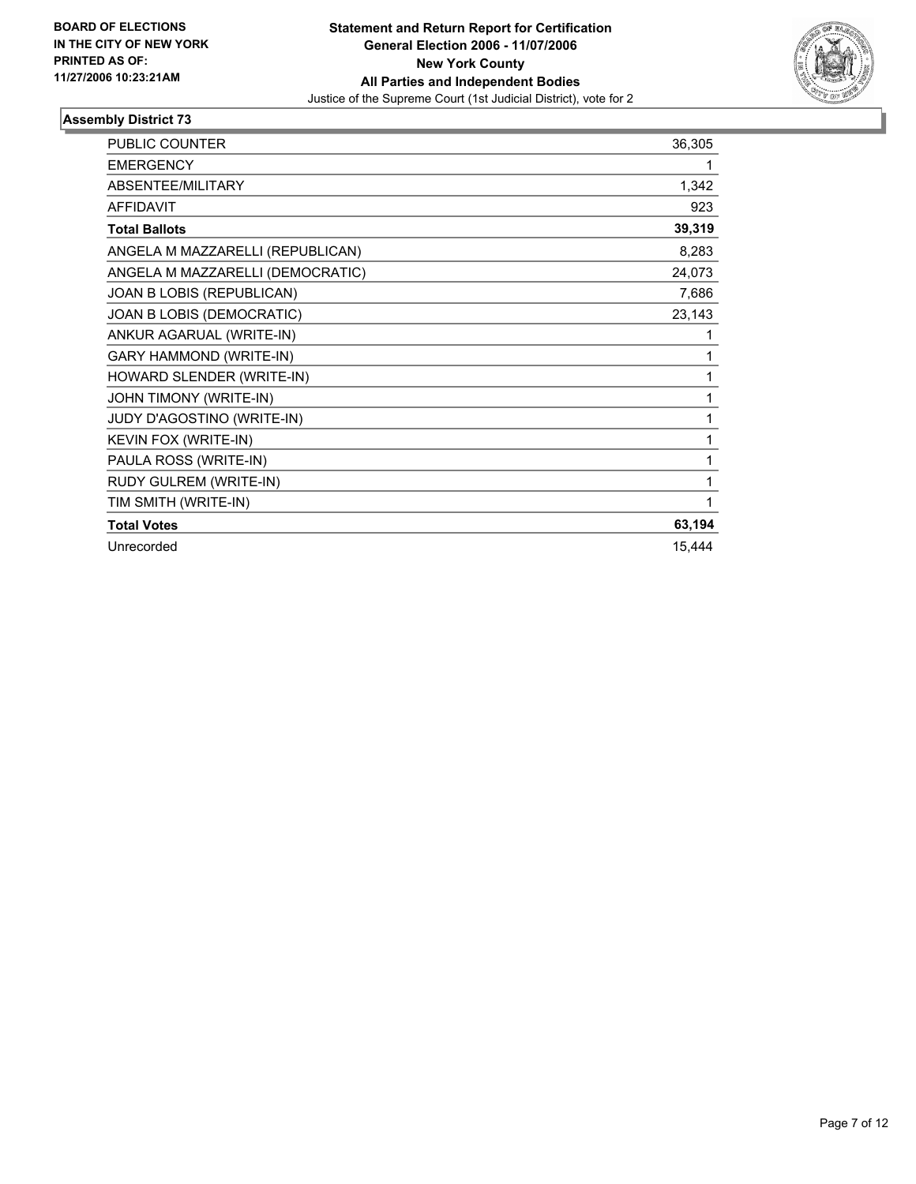**BOARD OF ELECTIONS IN THE CITY OF NEW YORK PRINTED AS OF: 11/27/2006 10:23:21AM**

**Statement and Return Report for Certification**
**General Election 2006 - 11/07/2006**
**New York County**
**All Parties and Independent Bodies**
Justice of the Supreme Court (1st Judicial District), vote for 2

## Assembly District 73

| | |
|---|---|
| PUBLIC COUNTER | 36,305 |
| EMERGENCY | 1 |
| ABSENTEE/MILITARY | 1,342 |
| AFFIDAVIT | 923 |
| **Total Ballots** | **39,319** |
| ANGELA M MAZZARELLI (REPUBLICAN) | 8,283 |
| ANGELA M MAZZARELLI (DEMOCRATIC) | 24,073 |
| JOAN B LOBIS (REPUBLICAN) | 7,686 |
| JOAN B LOBIS (DEMOCRATIC) | 23,143 |
| ANKUR AGARUAL (WRITE-IN) | 1 |
| GARY HAMMOND (WRITE-IN) | 1 |
| HOWARD SLENDER (WRITE-IN) | 1 |
| JOHN TIMONY (WRITE-IN) | 1 |
| JUDY D'AGOSTINO (WRITE-IN) | 1 |
| KEVIN FOX (WRITE-IN) | 1 |
| PAULA ROSS (WRITE-IN) | 1 |
| RUDY GULREM (WRITE-IN) | 1 |
| TIM SMITH (WRITE-IN) | 1 |
| **Total Votes** | **63,194** |
| Unrecorded | 15,444 |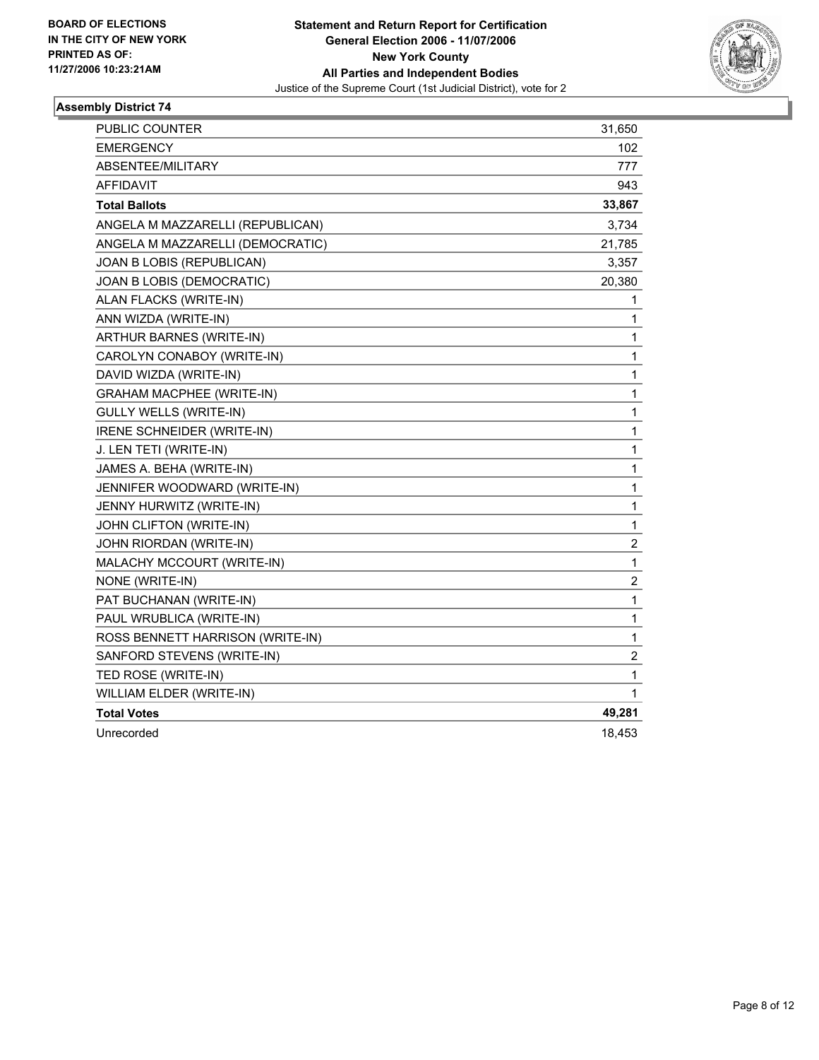**BOARD OF ELECTIONS**
**IN THE CITY OF NEW YORK**
**PRINTED AS OF:**
**11/27/2006 10:23:21AM**

**Statement and Return Report for Certification**
**General Election 2006 - 11/07/2006**
**New York County**
**All Parties and Independent Bodies**
Justice of the Supreme Court (1st Judicial District), vote for 2

### Assembly District 74

| | |
|---|---|
| PUBLIC COUNTER | 31,650 |
| EMERGENCY | 102 |
| ABSENTEE/MILITARY | 777 |
| AFFIDAVIT | 943 |
| **Total Ballots** | **33,867** |
| ANGELA M MAZZARELLI (REPUBLICAN) | 3,734 |
| ANGELA M MAZZARELLI (DEMOCRATIC) | 21,785 |
| JOAN B LOBIS (REPUBLICAN) | 3,357 |
| JOAN B LOBIS (DEMOCRATIC) | 20,380 |
| ALAN FLACKS (WRITE-IN) | 1 |
| ANN WIZDA (WRITE-IN) | 1 |
| ARTHUR BARNES (WRITE-IN) | 1 |
| CAROLYN CONABOY (WRITE-IN) | 1 |
| DAVID WIZDA (WRITE-IN) | 1 |
| GRAHAM MACPHEE (WRITE-IN) | 1 |
| GULLY WELLS (WRITE-IN) | 1 |
| IRENE SCHNEIDER (WRITE-IN) | 1 |
| J. LEN TETI (WRITE-IN) | 1 |
| JAMES A. BEHA (WRITE-IN) | 1 |
| JENNIFER WOODWARD (WRITE-IN) | 1 |
| JENNY HURWITZ (WRITE-IN) | 1 |
| JOHN CLIFTON (WRITE-IN) | 1 |
| JOHN RIORDAN (WRITE-IN) | 2 |
| MALACHY MCCOURT (WRITE-IN) | 1 |
| NONE (WRITE-IN) | 2 |
| PAT BUCHANAN (WRITE-IN) | 1 |
| PAUL WRUBLICA (WRITE-IN) | 1 |
| ROSS BENNETT HARRISON (WRITE-IN) | 1 |
| SANFORD STEVENS (WRITE-IN) | 2 |
| TED ROSE (WRITE-IN) | 1 |
| WILLIAM ELDER (WRITE-IN) | 1 |
| **Total Votes** | **49,281** |
| Unrecorded | 18,453 |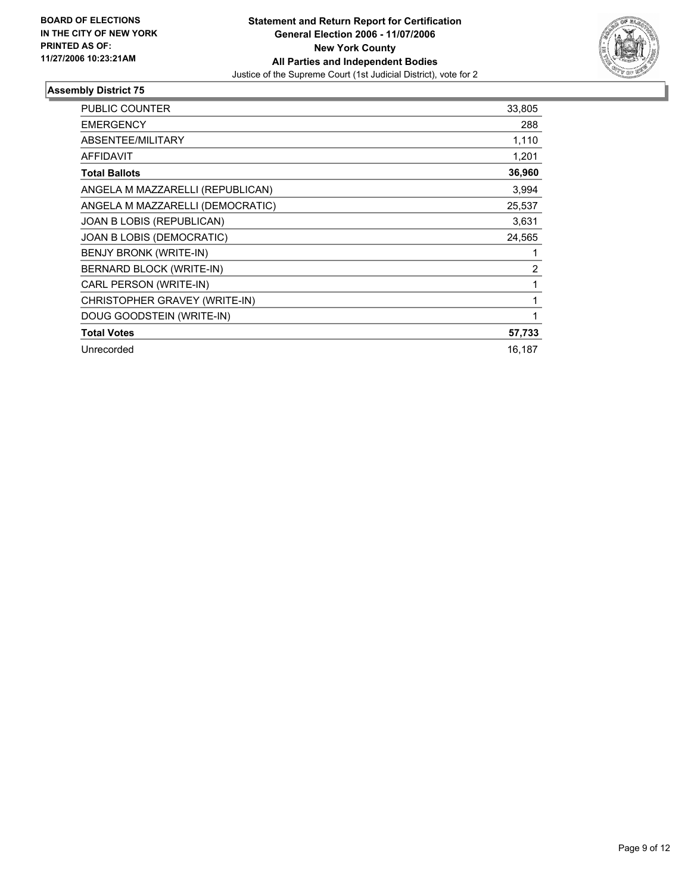**BOARD OF ELECTIONS IN THE CITY OF NEW YORK PRINTED AS OF: 11/27/2006 10:23:21AM**

**Statement and Return Report for Certification**
**General Election 2006 - 11/07/2006**
**New York County**
**All Parties and Independent Bodies**
Justice of the Supreme Court (1st Judicial District), vote for 2

## Assembly District 75

| | |
|---|---|
| PUBLIC COUNTER | 33,805 |
| EMERGENCY | 288 |
| ABSENTEE/MILITARY | 1,110 |
| AFFIDAVIT | 1,201 |
| **Total Ballots** | **36,960** |
| ANGELA M MAZZARELLI (REPUBLICAN) | 3,994 |
| ANGELA M MAZZARELLI (DEMOCRATIC) | 25,537 |
| JOAN B LOBIS (REPUBLICAN) | 3,631 |
| JOAN B LOBIS (DEMOCRATIC) | 24,565 |
| BENJY BRONK (WRITE-IN) | 1 |
| BERNARD BLOCK (WRITE-IN) | 2 |
| CARL PERSON (WRITE-IN) | 1 |
| CHRISTOPHER GRAVEY (WRITE-IN) | 1 |
| DOUG GOODSTEIN (WRITE-IN) | 1 |
| **Total Votes** | **57,733** |
| Unrecorded | 16,187 |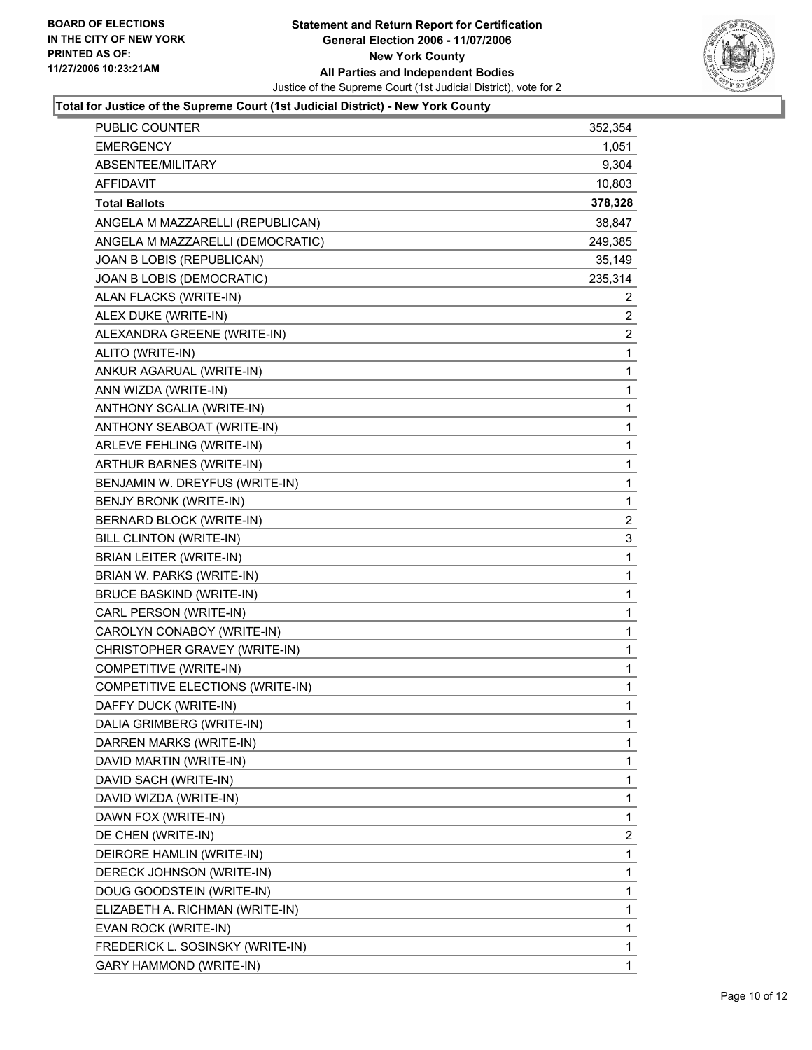BOARD OF ELECTIONS
IN THE CITY OF NEW YORK
PRINTED AS OF:
11/27/2006 10:23:21AM

**Statement and Return Report for Certification**
**General Election 2006 - 11/07/2006**
**New York County**
**All Parties and Independent Bodies**
Justice of the Supreme Court (1st Judicial District), vote for 2

### Total for Justice of the Supreme Court (1st Judicial District) - New York County

| | |
|---|---|
| PUBLIC COUNTER | 352,354 |
| EMERGENCY | 1,051 |
| ABSENTEE/MILITARY | 9,304 |
| AFFIDAVIT | 10,803 |
| **Total Ballots** | **378,328** |
| ANGELA M MAZZARELLI (REPUBLICAN) | 38,847 |
| ANGELA M MAZZARELLI (DEMOCRATIC) | 249,385 |
| JOAN B LOBIS (REPUBLICAN) | 35,149 |
| JOAN B LOBIS (DEMOCRATIC) | 235,314 |
| ALAN FLACKS (WRITE-IN) | 2 |
| ALEX DUKE (WRITE-IN) | 2 |
| ALEXANDRA GREENE (WRITE-IN) | 2 |
| ALITO (WRITE-IN) | 1 |
| ANKUR AGARUAL (WRITE-IN) | 1 |
| ANN WIZDA (WRITE-IN) | 1 |
| ANTHONY SCALIA (WRITE-IN) | 1 |
| ANTHONY SEABOAT (WRITE-IN) | 1 |
| ARLEVE FEHLING (WRITE-IN) | 1 |
| ARTHUR BARNES (WRITE-IN) | 1 |
| BENJAMIN W. DREYFUS (WRITE-IN) | 1 |
| BENJY BRONK (WRITE-IN) | 1 |
| BERNARD BLOCK (WRITE-IN) | 2 |
| BILL CLINTON (WRITE-IN) | 3 |
| BRIAN LEITER (WRITE-IN) | 1 |
| BRIAN W. PARKS (WRITE-IN) | 1 |
| BRUCE BASKIND (WRITE-IN) | 1 |
| CARL PERSON (WRITE-IN) | 1 |
| CAROLYN CONABOY (WRITE-IN) | 1 |
| CHRISTOPHER GRAVEY (WRITE-IN) | 1 |
| COMPETITIVE (WRITE-IN) | 1 |
| COMPETITIVE ELECTIONS (WRITE-IN) | 1 |
| DAFFY DUCK (WRITE-IN) | 1 |
| DALIA GRIMBERG (WRITE-IN) | 1 |
| DARREN MARKS (WRITE-IN) | 1 |
| DAVID MARTIN (WRITE-IN) | 1 |
| DAVID SACH (WRITE-IN) | 1 |
| DAVID WIZDA (WRITE-IN) | 1 |
| DAWN FOX (WRITE-IN) | 1 |
| DE CHEN (WRITE-IN) | 2 |
| DEIRORE HAMLIN (WRITE-IN) | 1 |
| DERECK JOHNSON (WRITE-IN) | 1 |
| DOUG GOODSTEIN (WRITE-IN) | 1 |
| ELIZABETH A. RICHMAN (WRITE-IN) | 1 |
| EVAN ROCK (WRITE-IN) | 1 |
| FREDERICK L. SOSINSKY (WRITE-IN) | 1 |
| GARY HAMMOND (WRITE-IN) | 1 |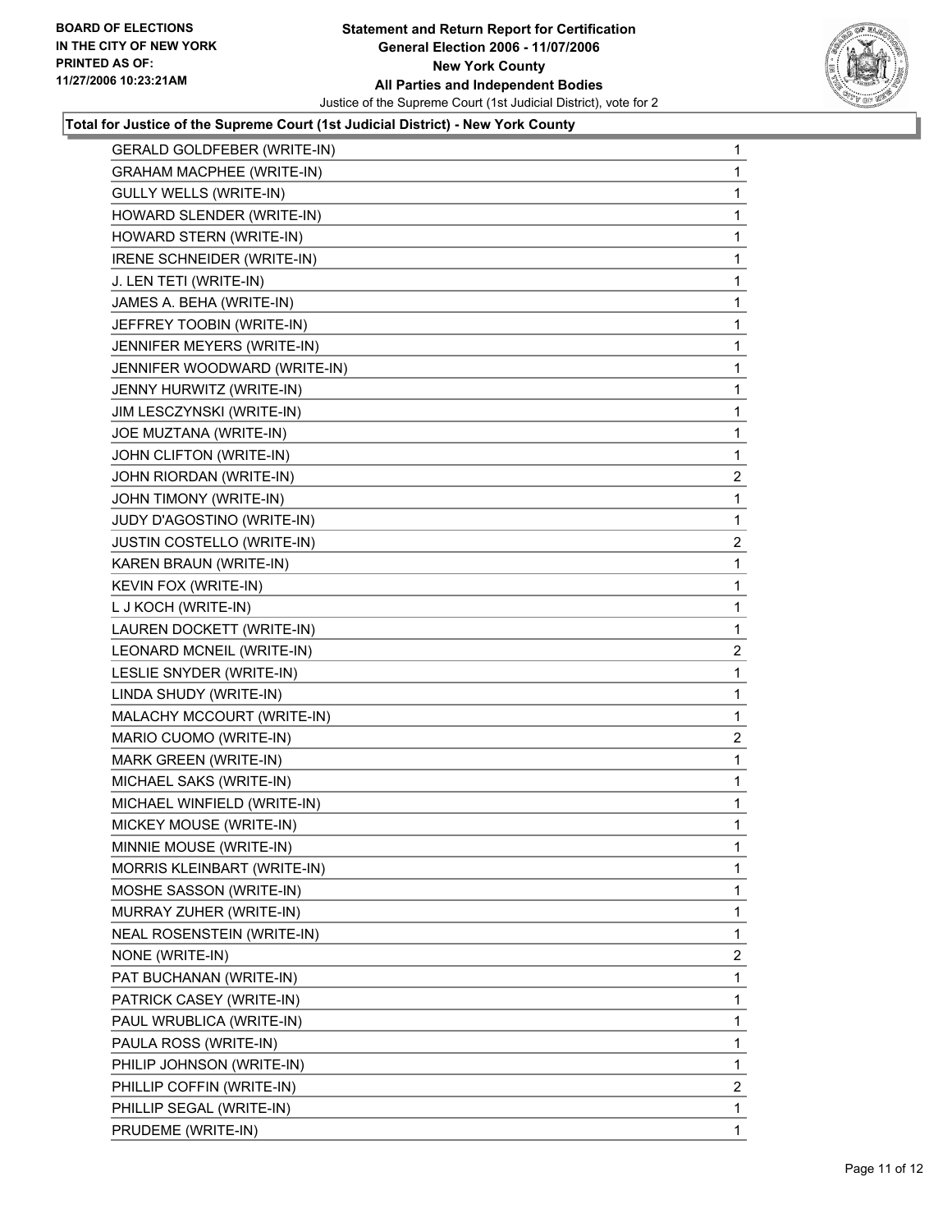**BOARD OF ELECTIONS IN THE CITY OF NEW YORK PRINTED AS OF: 11/27/2006 10:23:21AM**

# Statement and Return Report for Certification
## General Election 2006 - 11/07/2006
## New York County
## All Parties and Independent Bodies

Justice of the Supreme Court (1st Judicial District), vote for 2

### Total for Justice of the Supreme Court (1st Judicial District) - New York County

| | |
|---|---|
| GERALD GOLDFEBER (WRITE-IN) | 1 |
| GRAHAM MACPHEE (WRITE-IN) | 1 |
| GULLY WELLS (WRITE-IN) | 1 |
| HOWARD SLENDER (WRITE-IN) | 1 |
| HOWARD STERN (WRITE-IN) | 1 |
| IRENE SCHNEIDER (WRITE-IN) | 1 |
| J. LEN TETI (WRITE-IN) | 1 |
| JAMES A. BEHA (WRITE-IN) | 1 |
| JEFFREY TOOBIN (WRITE-IN) | 1 |
| JENNIFER MEYERS (WRITE-IN) | 1 |
| JENNIFER WOODWARD (WRITE-IN) | 1 |
| JENNY HURWITZ (WRITE-IN) | 1 |
| JIM LESCZYNSKI (WRITE-IN) | 1 |
| JOE MUZTANA (WRITE-IN) | 1 |
| JOHN CLIFTON (WRITE-IN) | 1 |
| JOHN RIORDAN (WRITE-IN) | 2 |
| JOHN TIMONY (WRITE-IN) | 1 |
| JUDY D'AGOSTINO (WRITE-IN) | 1 |
| JUSTIN COSTELLO (WRITE-IN) | 2 |
| KAREN BRAUN (WRITE-IN) | 1 |
| KEVIN FOX (WRITE-IN) | 1 |
| L J KOCH (WRITE-IN) | 1 |
| LAUREN DOCKETT (WRITE-IN) | 1 |
| LEONARD MCNEIL (WRITE-IN) | 2 |
| LESLIE SNYDER (WRITE-IN) | 1 |
| LINDA SHUDY (WRITE-IN) | 1 |
| MALACHY MCCOURT (WRITE-IN) | 1 |
| MARIO CUOMO (WRITE-IN) | 2 |
| MARK GREEN (WRITE-IN) | 1 |
| MICHAEL SAKS (WRITE-IN) | 1 |
| MICHAEL WINFIELD (WRITE-IN) | 1 |
| MICKEY MOUSE (WRITE-IN) | 1 |
| MINNIE MOUSE (WRITE-IN) | 1 |
| MORRIS KLEINBART (WRITE-IN) | 1 |
| MOSHE SASSON (WRITE-IN) | 1 |
| MURRAY ZUHER (WRITE-IN) | 1 |
| NEAL ROSENSTEIN (WRITE-IN) | 1 |
| NONE (WRITE-IN) | 2 |
| PAT BUCHANAN (WRITE-IN) | 1 |
| PATRICK CASEY (WRITE-IN) | 1 |
| PAUL WRUBLICA (WRITE-IN) | 1 |
| PAULA ROSS (WRITE-IN) | 1 |
| PHILIP JOHNSON (WRITE-IN) | 1 |
| PHILLIP COFFIN (WRITE-IN) | 2 |
| PHILLIP SEGAL (WRITE-IN) | 1 |
| PRUDEME (WRITE-IN) | 1 |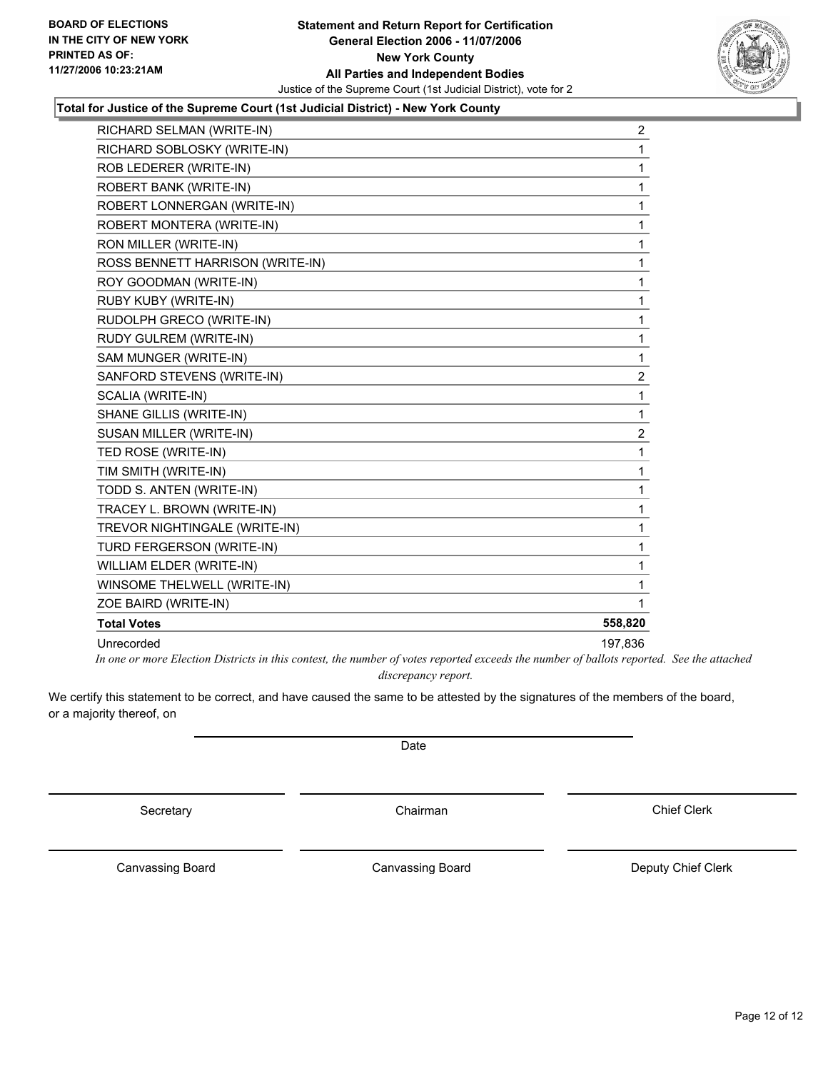**BOARD OF ELECTIONS IN THE CITY OF NEW YORK PRINTED AS OF: 11/27/2006 10:23:21AM**

# Statement and Return Report for Certification
## General Election 2006 - 11/07/2006
## New York County
## All Parties and Independent Bodies

Justice of the Supreme Court (1st Judicial District), vote for 2

### Total for Justice of the Supreme Court (1st Judicial District) - New York County

| | |
|---|---|
| RICHARD SELMAN (WRITE-IN) | 2 |
| RICHARD SOBLOSKY (WRITE-IN) | 1 |
| ROB LEDERER (WRITE-IN) | 1 |
| ROBERT BANK (WRITE-IN) | 1 |
| ROBERT LONNERGAN (WRITE-IN) | 1 |
| ROBERT MONTERA (WRITE-IN) | 1 |
| RON MILLER (WRITE-IN) | 1 |
| ROSS BENNETT HARRISON (WRITE-IN) | 1 |
| ROY GOODMAN (WRITE-IN) | 1 |
| RUBY KUBY (WRITE-IN) | 1 |
| RUDOLPH GRECO (WRITE-IN) | 1 |
| RUDY GULREM (WRITE-IN) | 1 |
| SAM MUNGER (WRITE-IN) | 1 |
| SANFORD STEVENS (WRITE-IN) | 2 |
| SCALIA (WRITE-IN) | 1 |
| SHANE GILLIS (WRITE-IN) | 1 |
| SUSAN MILLER (WRITE-IN) | 2 |
| TED ROSE (WRITE-IN) | 1 |
| TIM SMITH (WRITE-IN) | 1 |
| TODD S. ANTEN (WRITE-IN) | 1 |
| TRACEY L. BROWN (WRITE-IN) | 1 |
| TREVOR NIGHTINGALE (WRITE-IN) | 1 |
| TURD FERGERSON (WRITE-IN) | 1 |
| WILLIAM ELDER (WRITE-IN) | 1 |
| WINSOME THELWELL (WRITE-IN) | 1 |
| ZOE BAIRD (WRITE-IN) | 1 |
| **Total Votes** | **558,820** |
| Unrecorded | 197,836 |

*In one or more Election Districts in this contest, the number of votes reported exceeds the number of ballots reported. See the attached discrepancy report.*

We certify this statement to be correct, and have caused the same to be attested by the signatures of the members of the board, or a majority thereof, on

Date

Secretary — Chairman — Chief Clerk

Canvassing Board — Canvassing Board — Deputy Chief Clerk